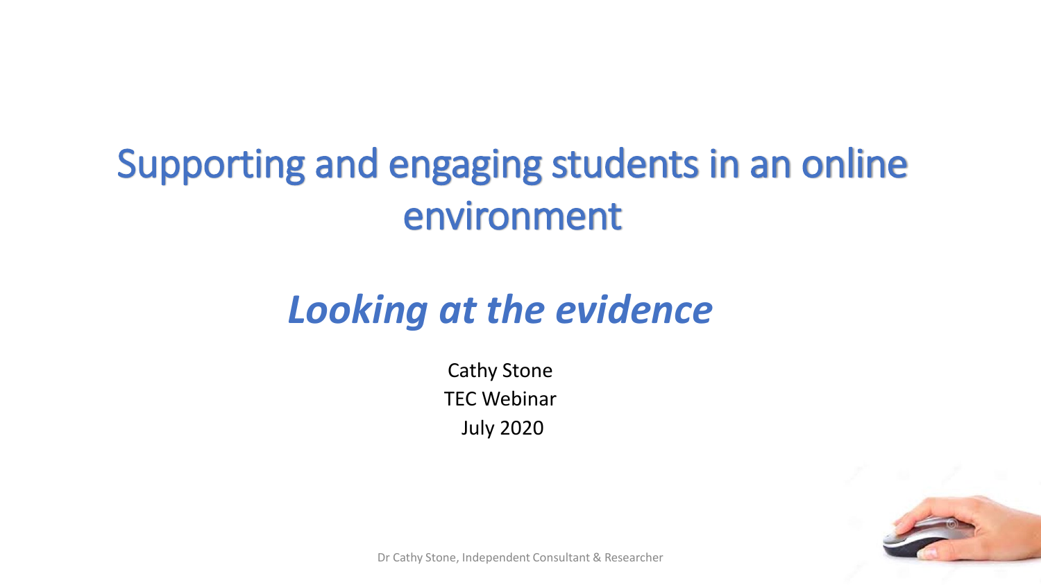# Supporting and engaging students in an online environment

## *Looking at the evidence*

Cathy Stone

TEC Webinar

July 2020

Dr Cathy Stone, Independent Consultant & Researcher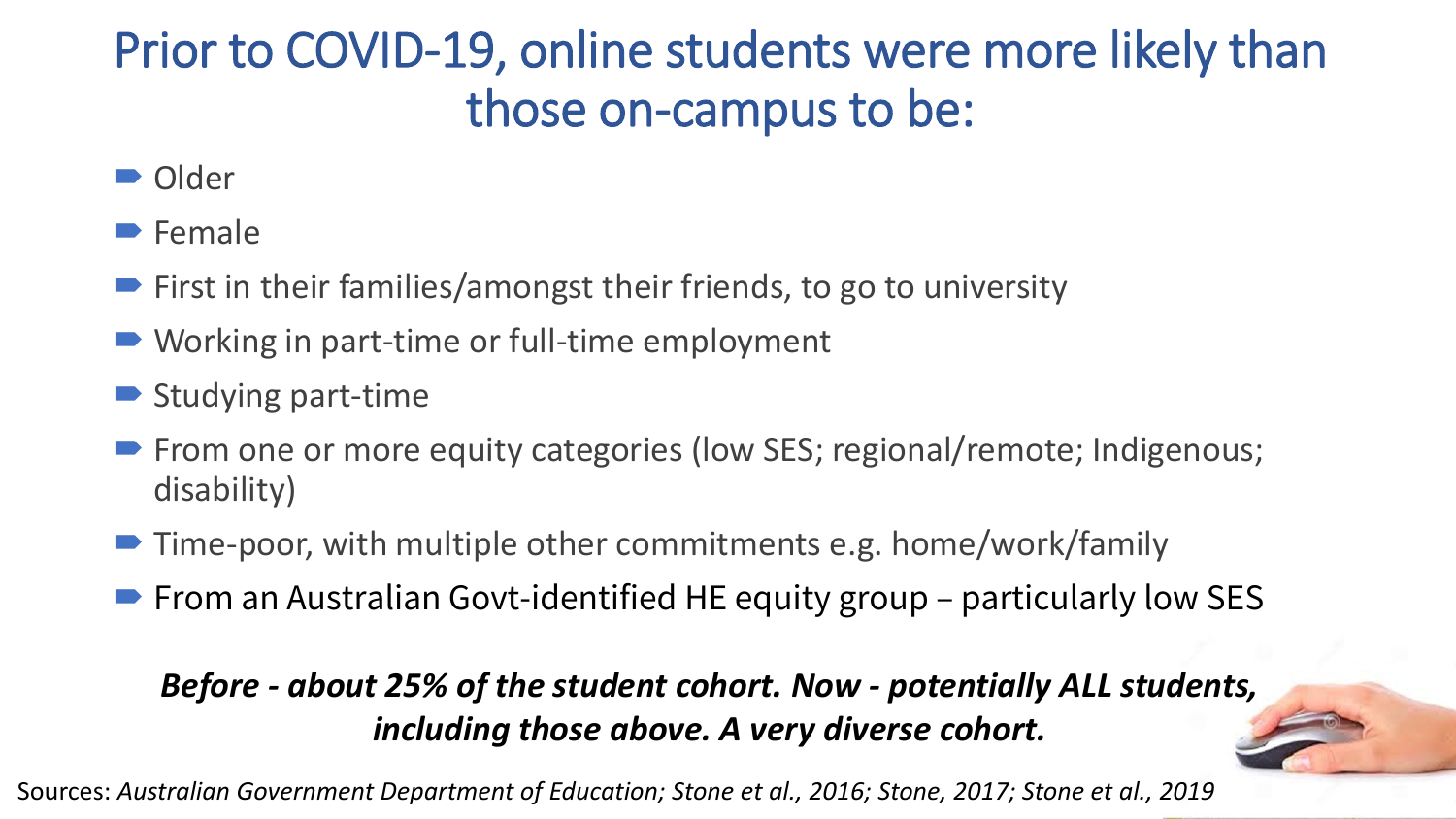# Prior to COVID-19, online students were more likely than those on-campus to be:

- Older
- Female
- First in their families/amongst their friends, to go to university
- Working in part-time or full-time employment
- Studying part-time
- From one or more equity categories (low SES; regional/remote; Indigenous; disability)
- Time-poor, with multiple other commitments e.g. home/work/family
- From an Australian Govt-identified HE equity group – particularly low SES

***Before - about 25% of the student cohort. Now - potentially ALL students, including those above. A very diverse cohort.***

Sources: *Australian Government Department of Education; Stone et al., 2016; Stone, 2017; Stone et al., 2019*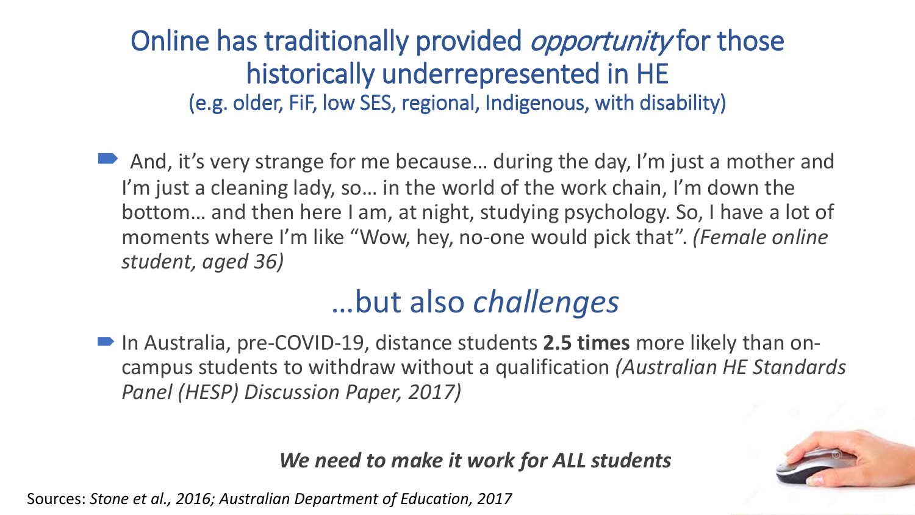# Online has traditionally provided *opportunity* for those historically underrepresented in HE

(e.g. older, FiF, low SES, regional, Indigenous, with disability)

- And, it's very strange for me because… during the day, I'm just a mother and I'm just a cleaning lady, so… in the world of the work chain, I'm down the bottom… and then here I am, at night, studying psychology. So, I have a lot of moments where I'm like "Wow, hey, no-one would pick that". *(Female online student, aged 36)*

## …but also *challenges*

- In Australia, pre-COVID-19, distance students **2.5 times** more likely than on-campus students to withdraw without a qualification *(Australian HE Standards Panel (HESP) Discussion Paper, 2017)*

***We need to make it work for ALL students***

Sources: *Stone et al., 2016; Australian Department of Education, 2017*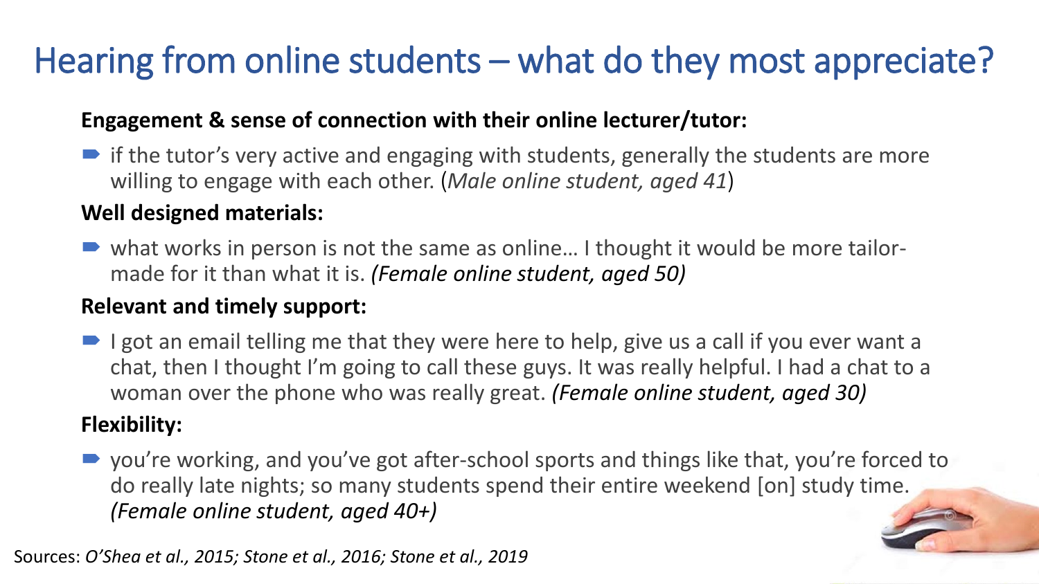# Hearing from online students – what do they most appreciate?

**Engagement & sense of connection with their online lecturer/tutor:**

- if the tutor's very active and engaging with students, generally the students are more willing to engage with each other. (*Male online student, aged 41*)

**Well designed materials:**

- what works in person is not the same as online… I thought it would be more tailor-made for it than what it is. *(Female online student, aged 50)*

**Relevant and timely support:**

- I got an email telling me that they were here to help, give us a call if you ever want a chat, then I thought I'm going to call these guys. It was really helpful. I had a chat to a woman over the phone who was really great. *(Female online student, aged 30)*

**Flexibility:**

- you're working, and you've got after-school sports and things like that, you're forced to do really late nights; so many students spend their entire weekend [on] study time. *(Female online student, aged 40+)*

Sources: *O'Shea et al., 2015; Stone et al., 2016; Stone et al., 2019*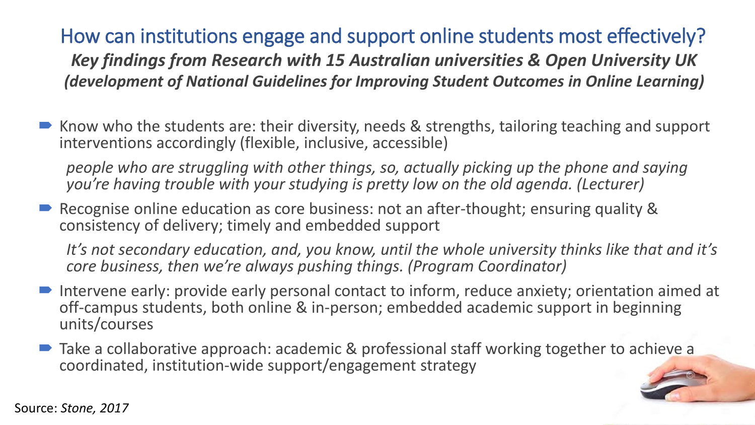# How can institutions engage and support online students most effectively?

***Key findings from Research with 15 Australian universities & Open University UK (development of National Guidelines for Improving Student Outcomes in Online Learning)***

- Know who the students are: their diversity, needs & strengths, tailoring teaching and support interventions accordingly (flexible, inclusive, accessible)

  *people who are struggling with other things, so, actually picking up the phone and saying you're having trouble with your studying is pretty low on the old agenda. (Lecturer)*

- Recognise online education as core business: not an after-thought; ensuring quality & consistency of delivery; timely and embedded support

  *It's not secondary education, and, you know, until the whole university thinks like that and it's core business, then we're always pushing things. (Program Coordinator)*

- Intervene early: provide early personal contact to inform, reduce anxiety; orientation aimed at off-campus students, both online & in-person; embedded academic support in beginning units/courses

- Take a collaborative approach: academic & professional staff working together to achieve a coordinated, institution-wide support/engagement strategy

Source: *Stone, 2017*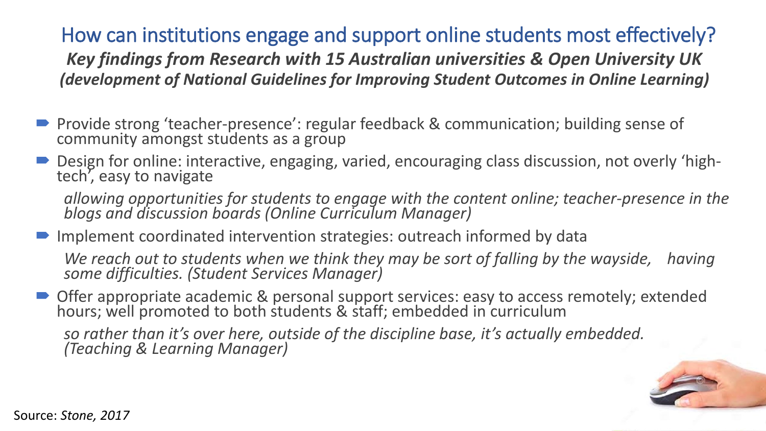# How can institutions engage and support online students most effectively?

***Key findings from Research with 15 Australian universities & Open University UK (development of National Guidelines for Improving Student Outcomes in Online Learning)***

- Provide strong 'teacher-presence': regular feedback & communication; building sense of community amongst students as a group
- Design for online: interactive, engaging, varied, encouraging class discussion, not overly 'high-tech', easy to navigate

  *allowing opportunities for students to engage with the content online; teacher-presence in the blogs and discussion boards (Online Curriculum Manager)*

- Implement coordinated intervention strategies: outreach informed by data

  *We reach out to students when we think they may be sort of falling by the wayside, having some difficulties. (Student Services Manager)*

- Offer appropriate academic & personal support services: easy to access remotely; extended hours; well promoted to both students & staff; embedded in curriculum

  *so rather than it's over here, outside of the discipline base, it's actually embedded. (Teaching & Learning Manager)*

Source: *Stone, 2017*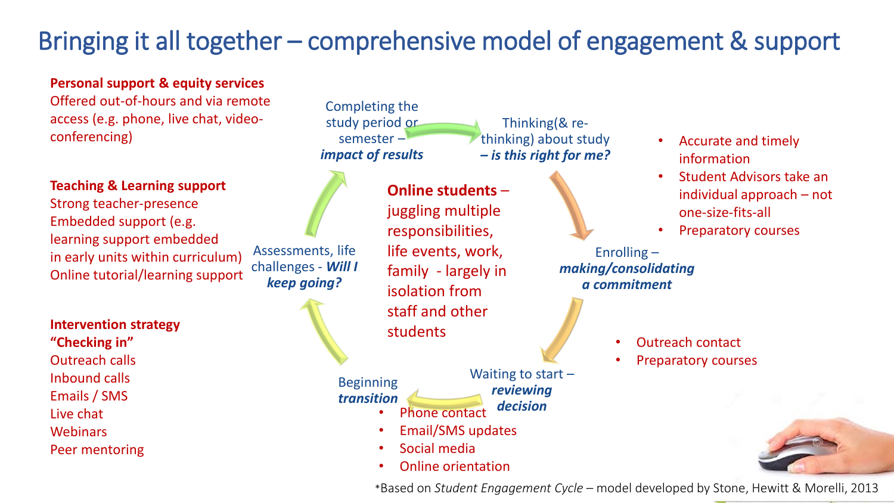# Bringing it all together – comprehensive model of engagement & support

**Personal support & equity services**
Offered out-of-hours and via remote access (e.g. phone, live chat, video-conferencing)

**Teaching & Learning support**
Strong teacher-presence
Embedded support (e.g. learning support embedded in early units within curriculum)
Online tutorial/learning support

**Intervention strategy "Checking in"**
Outreach calls
Inbound calls
Emails / SMS
Live chat
Webinars
Peer mentoring

**Online students** – juggling multiple responsibilities, life events, work, family - largely in isolation from staff and other students

Thinking(& re-thinking) about study ***– is this right for me?***

- Accurate and timely information
- Student Advisors take an individual approach – not one-size-fits-all
- Preparatory courses

Enrolling – ***making/consolidating a commitment***

- Outreach contact
- Preparatory courses

Waiting to start – ***reviewing decision***

Beginning ***transition***

- Phone contact
- Email/SMS updates
- Social media
- Online orientation

Assessments, life challenges - ***Will I keep going?***

Completing the study period or semester – ***impact of results***

*Based on *Student Engagement Cycle* – model developed by Stone, Hewitt & Morelli, 2013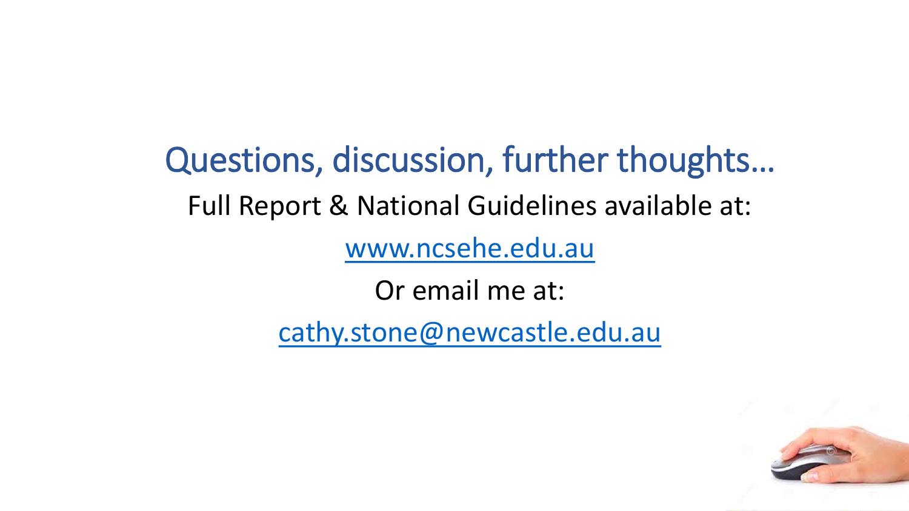# Questions, discussion, further thoughts…

Full Report & National Guidelines available at:

www.ncsehe.edu.au

Or email me at:

cathy.stone@newcastle.edu.au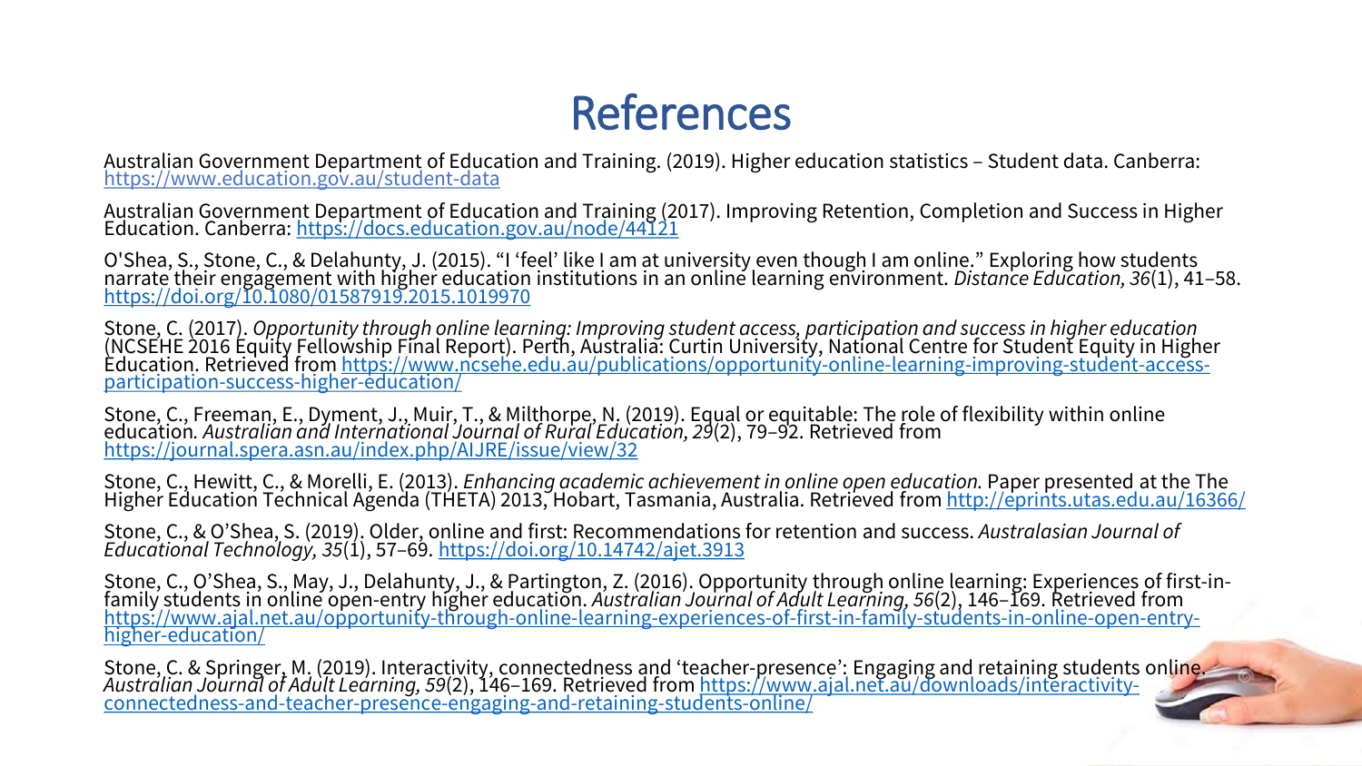# References

Australian Government Department of Education and Training. (2019). Higher education statistics – Student data. Canberra: https://www.education.gov.au/student-data

Australian Government Department of Education and Training (2017). Improving Retention, Completion and Success in Higher Education. Canberra: https://docs.education.gov.au/node/44121

O'Shea, S., Stone, C., & Delahunty, J. (2015). "I 'feel' like I am at university even though I am online." Exploring how students narrate their engagement with higher education institutions in an online learning environment. *Distance Education, 36*(1), 41–58. https://doi.org/10.1080/01587919.2015.1019970

Stone, C. (2017). *Opportunity through online learning: Improving student access, participation and success in higher education* (NCSEHE 2016 Equity Fellowship Final Report). Perth, Australia: Curtin University, National Centre for Student Equity in Higher Education. Retrieved from https://www.ncsehe.edu.au/publications/opportunity-online-learning-improving-student-access-participation-success-higher-education/

Stone, C., Freeman, E., Dyment, J., Muir, T., & Milthorpe, N. (2019). Equal or equitable: The role of flexibility within online education*. Australian and International Journal of Rural Education, 29*(2), 79–92. Retrieved from https://journal.spera.asn.au/index.php/AIJRE/issue/view/32

Stone, C., Hewitt, C., & Morelli, E. (2013). *Enhancing academic achievement in online open education.* Paper presented at the The Higher Education Technical Agenda (THETA) 2013, Hobart, Tasmania, Australia. Retrieved from http://eprints.utas.edu.au/16366/

Stone, C., & O'Shea, S. (2019). Older, online and first: Recommendations for retention and success. *Australasian Journal of Educational Technology, 35*(1), 57–69. https://doi.org/10.14742/ajet.3913

Stone, C., O'Shea, S., May, J., Delahunty, J., & Partington, Z. (2016). Opportunity through online learning: Experiences of first-in-family students in online open-entry higher education. *Australian Journal of Adult Learning, 56*(2), 146–169. Retrieved from https://www.ajal.net.au/opportunity-through-online-learning-experiences-of-first-in-family-students-in-online-open-entry-higher-education/

Stone, C. & Springer, M. (2019). Interactivity, connectedness and 'teacher-presence': Engaging and retaining students online. *Australian Journal of Adult Learning, 59*(2), 146–169. Retrieved from https://www.ajal.net.au/downloads/interactivity-connectedness-and-teacher-presence-engaging-and-retaining-students-online/